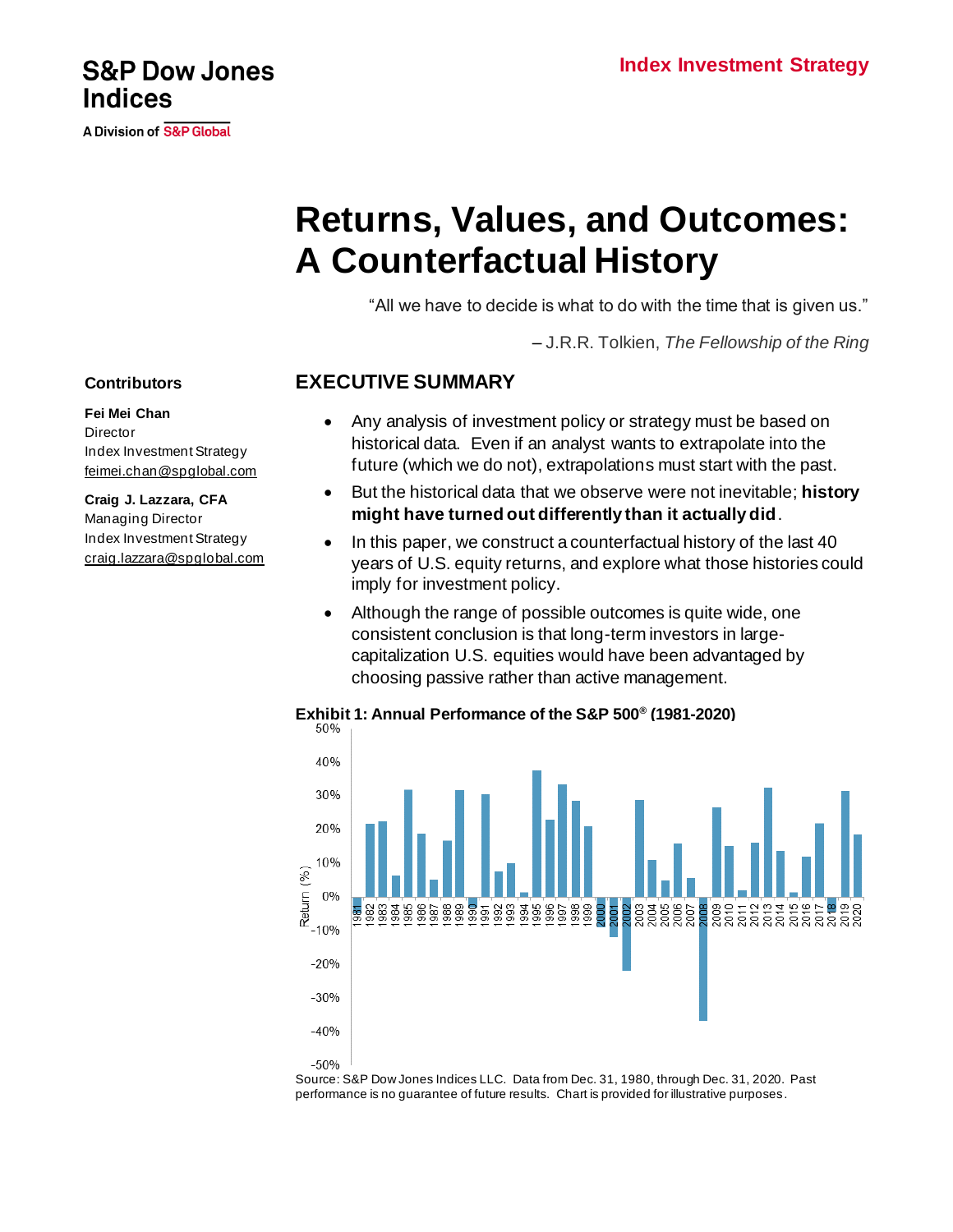S&P Dow Jones Indices

A Division of S&P Global

**Index Investment Strategy**

# Returns, Values, and Outcomes: A Counterfactual History

"All we have to decide is what to do with the time that is given us."

– J.R.R. Tolkien, *The Fellowship of the Ring*

**Contributors**

**Fei Mei Chan**
Director
Index Investment Strategy
feimei.chan@spglobal.com

**Craig J. Lazzara, CFA**
Managing Director
Index Investment Strategy
craig.lazzara@spglobal.com

## EXECUTIVE SUMMARY

- Any analysis of investment policy or strategy must be based on historical data. Even if an analyst wants to extrapolate into the future (which we do not), extrapolations must start with the past.
- But the historical data that we observe were not inevitable; **history might have turned out differently than it actually did**.
- In this paper, we construct a counterfactual history of the last 40 years of U.S. equity returns, and explore what those histories could imply for investment policy.
- Although the range of possible outcomes is quite wide, one consistent conclusion is that long-term investors in large-capitalization U.S. equities would have been advantaged by choosing passive rather than active management.

**Exhibit 1: Annual Performance of the S&P 500® (1981-2020)**

Source: S&P Dow Jones Indices LLC. Data from Dec. 31, 1980, through Dec. 31, 2020. Past performance is no guarantee of future results. Chart is provided for illustrative purposes.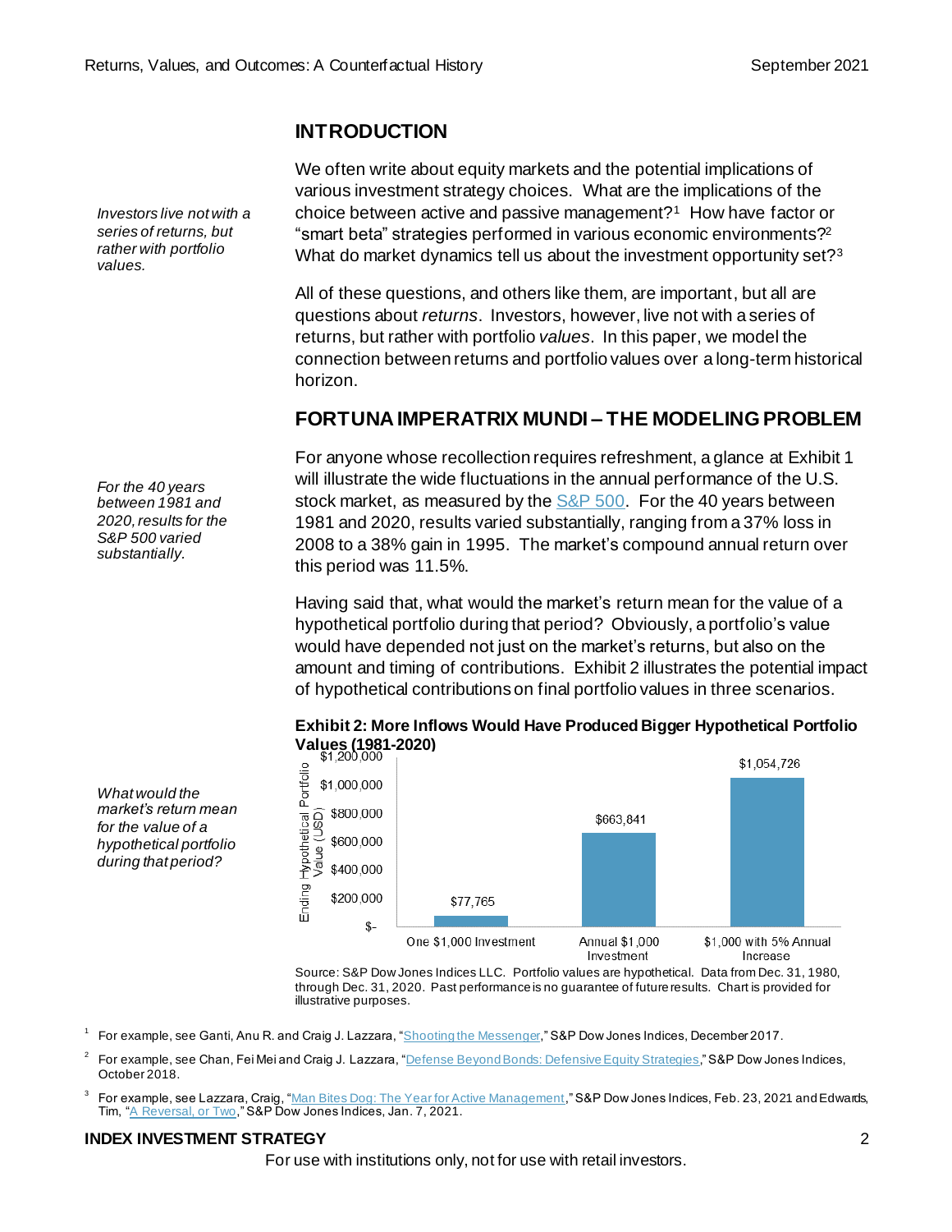## INTRODUCTION

*Investors live not with a series of returns, but rather with portfolio values.*

We often write about equity markets and the potential implications of various investment strategy choices. What are the implications of the choice between active and passive management?[1] How have factor or "smart beta" strategies performed in various economic environments?[2] What do market dynamics tell us about the investment opportunity set?[3]

All of these questions, and others like them, are important, but all are questions about *returns*. Investors, however, live not with a series of returns, but rather with portfolio *values*. In this paper, we model the connection between returns and portfolio values over a long-term historical horizon.

## FORTUNA IMPERATRIX MUNDI – THE MODELING PROBLEM

*For the 40 years between 1981 and 2020, results for the S&P 500 varied substantially.*

For anyone whose recollection requires refreshment, a glance at Exhibit 1 will illustrate the wide fluctuations in the annual performance of the U.S. stock market, as measured by the S&P 500. For the 40 years between 1981 and 2020, results varied substantially, ranging from a 37% loss in 2008 to a 38% gain in 1995. The market's compound annual return over this period was 11.5%.

*What would the market's return mean for the value of a hypothetical portfolio during that period?*

Having said that, what would the market's return mean for the value of a hypothetical portfolio during that period? Obviously, a portfolio's value would have depended not just on the market's returns, but also on the amount and timing of contributions. Exhibit 2 illustrates the potential impact of hypothetical contributions on final portfolio values in three scenarios.

**Exhibit 2: More Inflows Would Have Produced Bigger Hypothetical Portfolio Values (1981-2020)**

| Scenario | Ending Hypothetical Portfolio Value (USD) |
|---|---|
| One $1,000 Investment | $77,765 |
| Annual $1,000 Investment | $663,841 |
| $1,000 with 5% Annual Increase | $1,054,726 |

Source: S&P Dow Jones Indices LLC. Portfolio values are hypothetical. Data from Dec. 31, 1980, through Dec. 31, 2020. Past performance is no guarantee of future results. Chart is provided for illustrative purposes.

[1] For example, see Ganti, Anu R. and Craig J. Lazzara, "Shooting the Messenger," S&P Dow Jones Indices, December 2017.

[2] For example, see Chan, Fei Mei and Craig J. Lazzara, "Defense Beyond Bonds: Defensive Equity Strategies," S&P Dow Jones Indices, October 2018.

[3] For example, see Lazzara, Craig, "Man Bites Dog: The Year for Active Management," S&P Dow Jones Indices, Feb. 23, 2021 and Edwards, Tim, "A Reversal, or Two," S&P Dow Jones Indices, Jan. 7, 2021.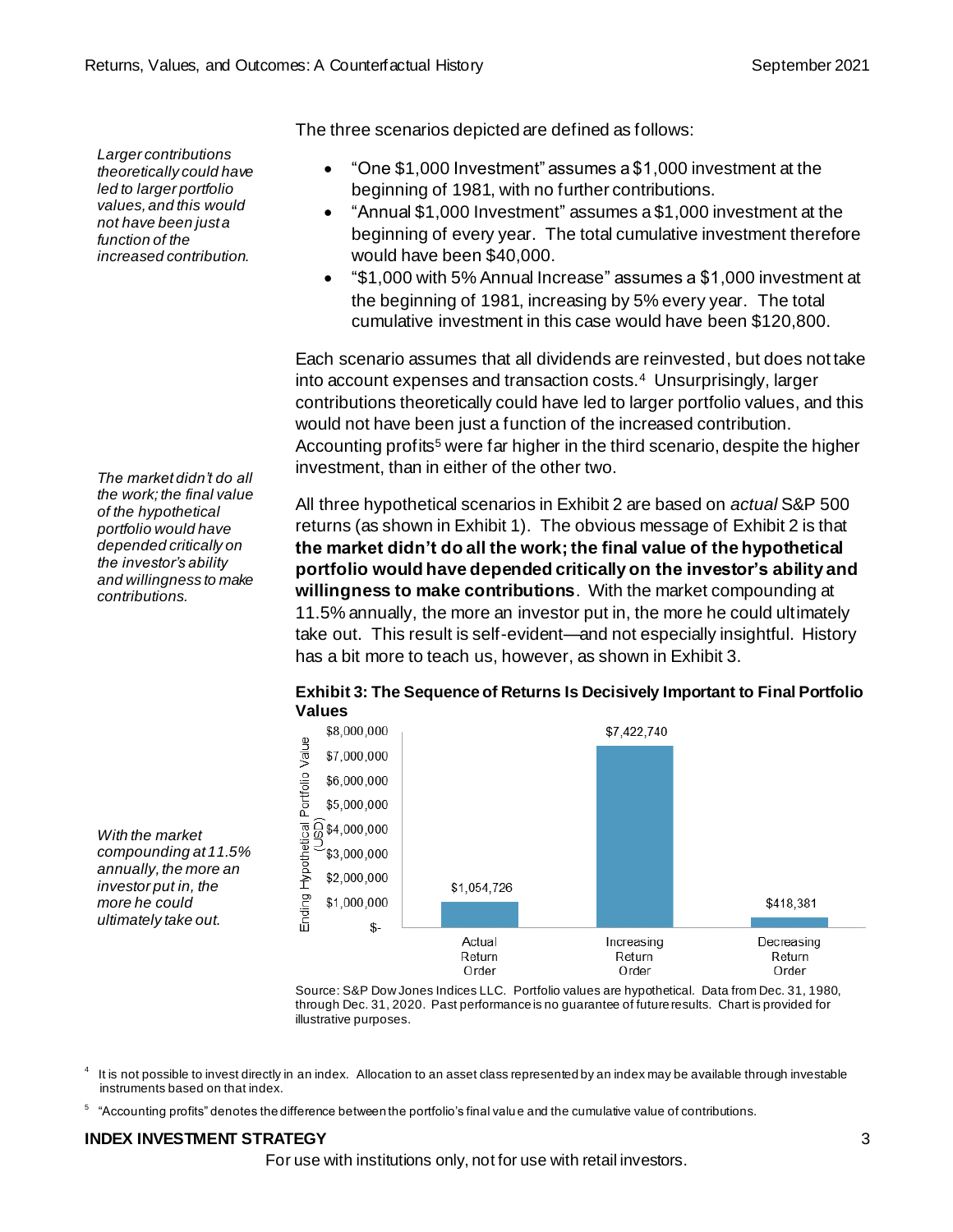The three scenarios depicted are defined as follows:

- "One $1,000 Investment" assumes a $1,000 investment at the beginning of 1981, with no further contributions.
- "Annual $1,000 Investment" assumes a $1,000 investment at the beginning of every year. The total cumulative investment therefore would have been $40,000.
- "$1,000 with 5% Annual Increase" assumes a $1,000 investment at the beginning of 1981, increasing by 5% every year. The total cumulative investment in this case would have been $120,800.

*Larger contributions theoretically could have led to larger portfolio values, and this would not have been just a function of the increased contribution.*

Each scenario assumes that all dividends are reinvested, but does not take into account expenses and transaction costs.[4] Unsurprisingly, larger contributions theoretically could have led to larger portfolio values, and this would not have been just a function of the increased contribution. Accounting profits[5] were far higher in the third scenario, despite the higher investment, than in either of the other two.

*The market didn't do all the work; the final value of the hypothetical portfolio would have depended critically on the investor's ability and willingness to make contributions.*

All three hypothetical scenarios in Exhibit 2 are based on *actual* S&P 500 returns (as shown in Exhibit 1). The obvious message of Exhibit 2 is that **the market didn't do all the work; the final value of the hypothetical portfolio would have depended critically on the investor's ability and willingness to make contributions**. With the market compounding at 11.5% annually, the more an investor put in, the more he could ultimately take out. This result is self-evident—and not especially insightful. History has a bit more to teach us, however, as shown in Exhibit 3.

*With the market compounding at 11.5% annually, the more an investor put in, the more he could ultimately take out.*

**Exhibit 3: The Sequence of Returns Is Decisively Important to Final Portfolio Values**

| Scenario | Ending Hypothetical Portfolio Value (USD) |
|---|---|
| Actual Return Order | $1,054,726 |
| Increasing Return Order | $7,422,740 |
| Decreasing Return Order | $418,381 |

Source: S&P Dow Jones Indices LLC. Portfolio values are hypothetical. Data from Dec. 31, 1980, through Dec. 31, 2020. Past performance is no guarantee of future results. Chart is provided for illustrative purposes.

[4] It is not possible to invest directly in an index. Allocation to an asset class represented by an index may be available through investable instruments based on that index.

[5] "Accounting profits" denotes the difference between the portfolio's final value and the cumulative value of contributions.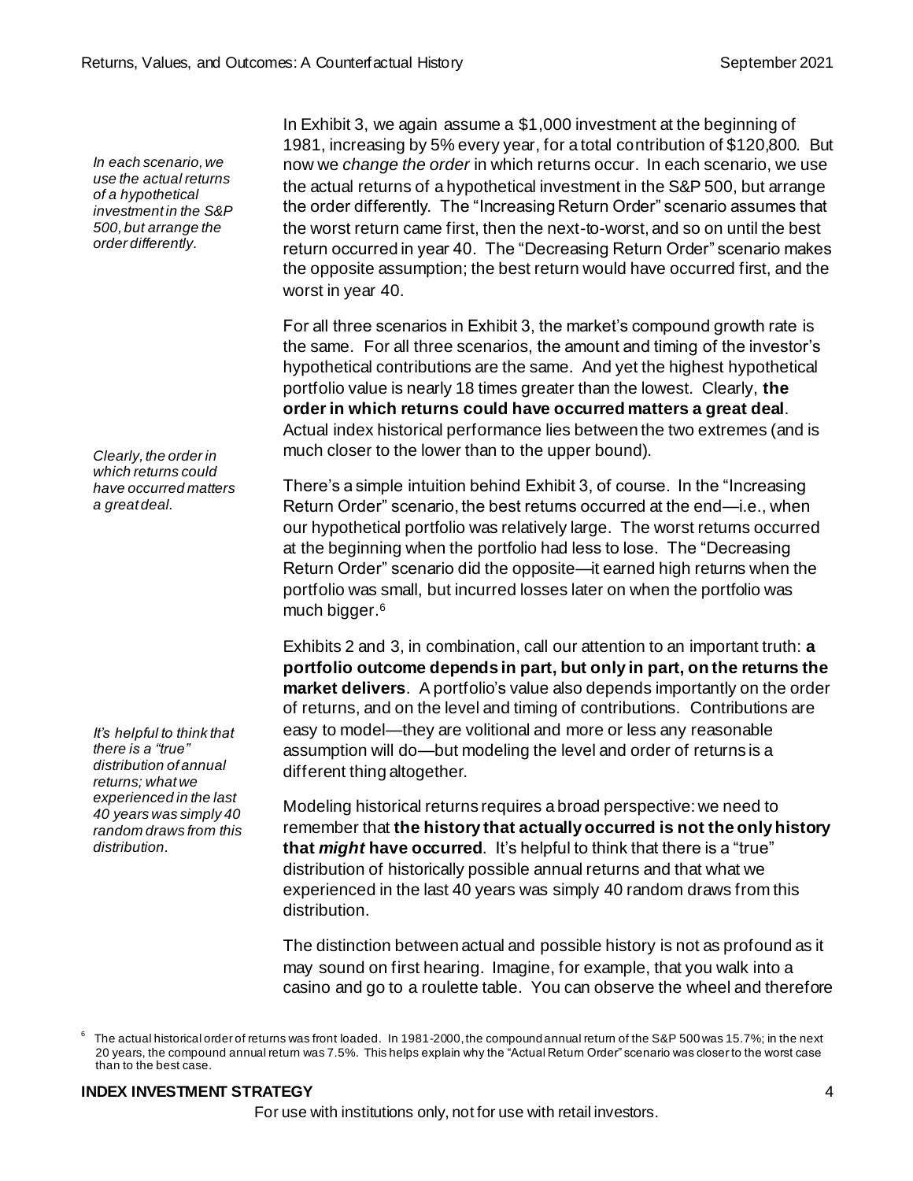*In each scenario, we use the actual returns of a hypothetical investment in the S&P 500, but arrange the order differently.*

In Exhibit 3, we again assume a $1,000 investment at the beginning of 1981, increasing by 5% every year, for a total contribution of $120,800. But now we *change the order* in which returns occur. In each scenario, we use the actual returns of a hypothetical investment in the S&P 500, but arrange the order differently. The "Increasing Return Order" scenario assumes that the worst return came first, then the next-to-worst, and so on until the best return occurred in year 40. The "Decreasing Return Order" scenario makes the opposite assumption; the best return would have occurred first, and the worst in year 40.

For all three scenarios in Exhibit 3, the market's compound growth rate is the same. For all three scenarios, the amount and timing of the investor's hypothetical contributions are the same. And yet the highest hypothetical portfolio value is nearly 18 times greater than the lowest. Clearly, **the order in which returns could have occurred matters a great deal**. Actual index historical performance lies between the two extremes (and is much closer to the lower than to the upper bound).

*Clearly, the order in which returns could have occurred matters a great deal.*

There's a simple intuition behind Exhibit 3, of course. In the "Increasing Return Order" scenario, the best returns occurred at the end—i.e., when our hypothetical portfolio was relatively large. The worst returns occurred at the beginning when the portfolio had less to lose. The "Decreasing Return Order" scenario did the opposite—it earned high returns when the portfolio was small, but incurred losses later on when the portfolio was much bigger.[6]

Exhibits 2 and 3, in combination, call our attention to an important truth: **a portfolio outcome depends in part, but only in part, on the returns the market delivers**. A portfolio's value also depends importantly on the order of returns, and on the level and timing of contributions. Contributions are easy to model—they are volitional and more or less any reasonable assumption will do—but modeling the level and order of returns is a different thing altogether.

*It's helpful to think that there is a "true" distribution of annual returns; what we experienced in the last 40 years was simply 40 random draws from this distribution.*

Modeling historical returns requires a broad perspective: we need to remember that **the history that actually occurred is not the only history that *might* have occurred**. It's helpful to think that there is a "true" distribution of historically possible annual returns and that what we experienced in the last 40 years was simply 40 random draws from this distribution.

The distinction between actual and possible history is not as profound as it may sound on first hearing. Imagine, for example, that you walk into a casino and go to a roulette table. You can observe the wheel and therefore

[6] The actual historical order of returns was front loaded. In 1981-2000, the compound annual return of the S&P 500 was 15.7%; in the next 20 years, the compound annual return was 7.5%. This helps explain why the "Actual Return Order" scenario was closer to the worst case than to the best case.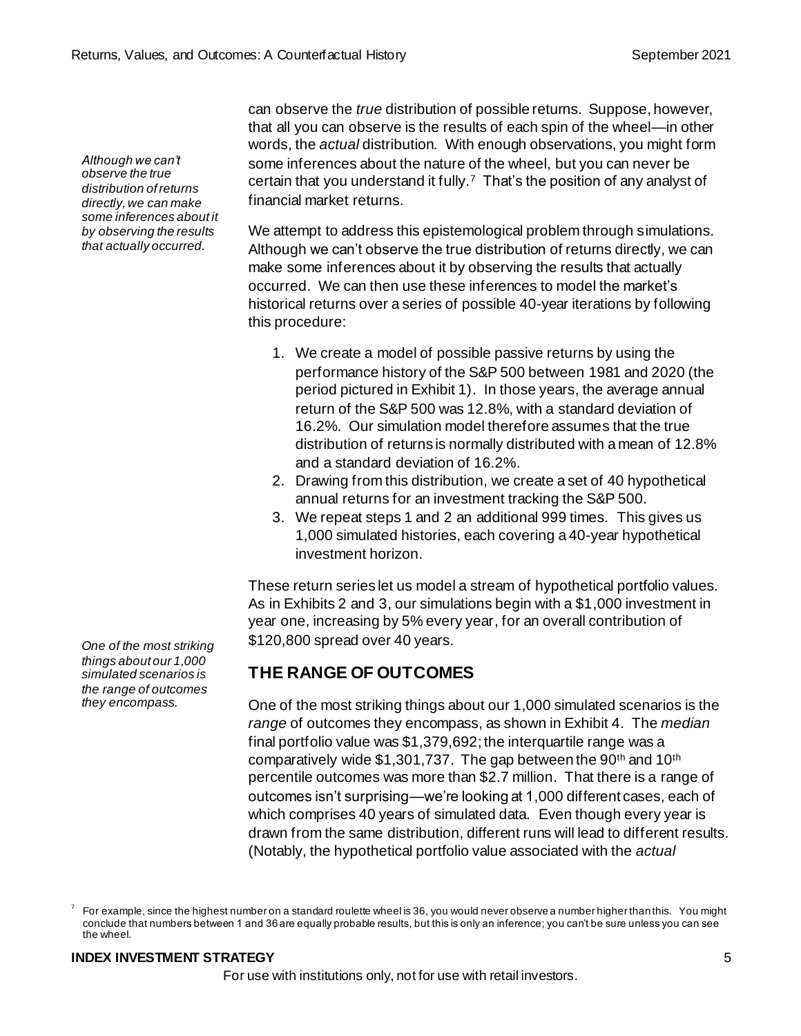can observe the *true* distribution of possible returns. Suppose, however, that all you can observe is the results of each spin of the wheel—in other words, the *actual* distribution. With enough observations, you might form some inferences about the nature of the wheel, but you can never be certain that you understand it fully.[7] That's the position of any analyst of financial market returns.

*Although we can't observe the true distribution of returns directly, we can make some inferences about it by observing the results that actually occurred.*

We attempt to address this epistemological problem through simulations. Although we can't observe the true distribution of returns directly, we can make some inferences about it by observing the results that actually occurred. We can then use these inferences to model the market's historical returns over a series of possible 40-year iterations by following this procedure:

1. We create a model of possible passive returns by using the performance history of the S&P 500 between 1981 and 2020 (the period pictured in Exhibit 1). In those years, the average annual return of the S&P 500 was 12.8%, with a standard deviation of 16.2%. Our simulation model therefore assumes that the true distribution of returns is normally distributed with a mean of 12.8% and a standard deviation of 16.2%.
2. Drawing from this distribution, we create a set of 40 hypothetical annual returns for an investment tracking the S&P 500.
3. We repeat steps 1 and 2 an additional 999 times. This gives us 1,000 simulated histories, each covering a 40-year hypothetical investment horizon.

These return series let us model a stream of hypothetical portfolio values. As in Exhibits 2 and 3, our simulations begin with a $1,000 investment in year one, increasing by 5% every year, for an overall contribution of $120,800 spread over 40 years.

*One of the most striking things about our 1,000 simulated scenarios is the range of outcomes they encompass.*

## THE RANGE OF OUTCOMES

One of the most striking things about our 1,000 simulated scenarios is the *range* of outcomes they encompass, as shown in Exhibit 4. The *median* final portfolio value was $1,379,692; the interquartile range was a comparatively wide $1,301,737. The gap between the 90th and 10th percentile outcomes was more than $2.7 million. That there is a range of outcomes isn't surprising—we're looking at 1,000 different cases, each of which comprises 40 years of simulated data. Even though every year is drawn from the same distribution, different runs will lead to different results. (Notably, the hypothetical portfolio value associated with the *actual*

[7] For example, since the highest number on a standard roulette wheel is 36, you would never observe a number higher than this. You might conclude that numbers between 1 and 36 are equally probable results, but this is only an inference; you can't be sure unless you can see the wheel.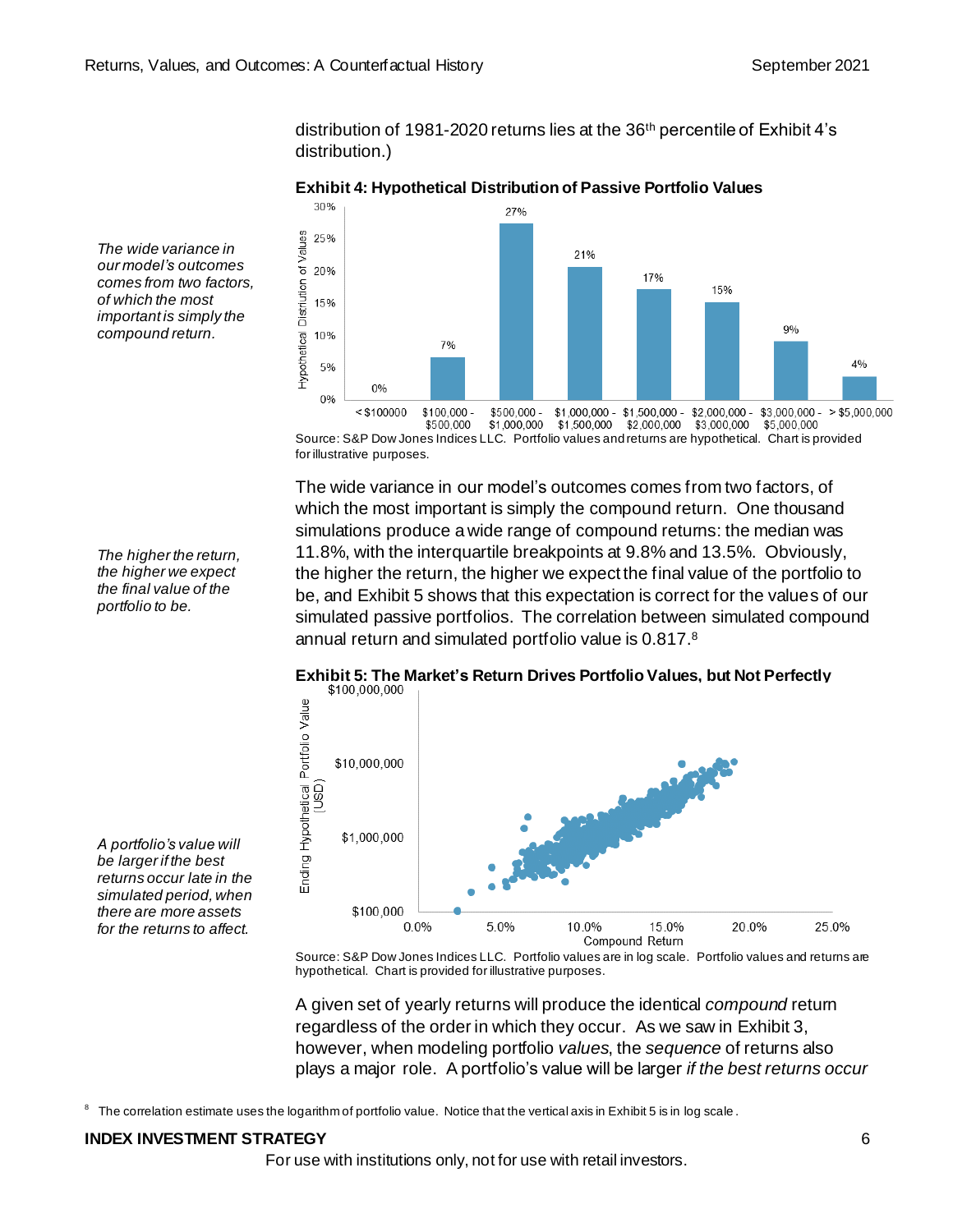distribution of 1981-2020 returns lies at the 36th percentile of Exhibit 4's distribution.)

*The wide variance in our model's outcomes comes from two factors, of which the most important is simply the compound return.*

**Exhibit 4: Hypothetical Distribution of Passive Portfolio Values**

| Portfolio Value | Hypothetical Distribution of Values |
|---|---|
| < $100000 | 0% |
| $100,000 - $500,000 | 7% |
| $500,000 - $1,000,000 | 27% |
| $1,000,000 - $1,500,000 | 21% |
| $1,500,000 - $2,000,000 | 17% |
| $2,000,000 - $3,000,000 | 15% |
| $3,000,000 - $5,000,000 | 9% |
| > $5,000,000 | 4% |

Source: S&P Dow Jones Indices LLC. Portfolio values and returns are hypothetical. Chart is provided for illustrative purposes.

The wide variance in our model's outcomes comes from two factors, of which the most important is simply the compound return. One thousand simulations produce a wide range of compound returns: the median was 11.8%, with the interquartile breakpoints at 9.8% and 13.5%. Obviously, the higher the return, the higher we expect the final value of the portfolio to be, and Exhibit 5 shows that this expectation is correct for the values of our simulated passive portfolios. The correlation between simulated compound annual return and simulated portfolio value is 0.817.[8]

*The higher the return, the higher we expect the final value of the portfolio to be.*

**Exhibit 5: The Market's Return Drives Portfolio Values, but Not Perfectly**

Source: S&P Dow Jones Indices LLC. Portfolio values are in log scale. Portfolio values and returns are hypothetical. Chart is provided for illustrative purposes.

*A portfolio's value will be larger if the best returns occur late in the simulated period, when there are more assets for the returns to affect.*

A given set of yearly returns will produce the identical *compound* return regardless of the order in which they occur. As we saw in Exhibit 3, however, when modeling portfolio *values*, the *sequence* of returns also plays a major role. A portfolio's value will be larger *if the best returns occur*

[8] The correlation estimate uses the logarithm of portfolio value. Notice that the vertical axis in Exhibit 5 is in log scale.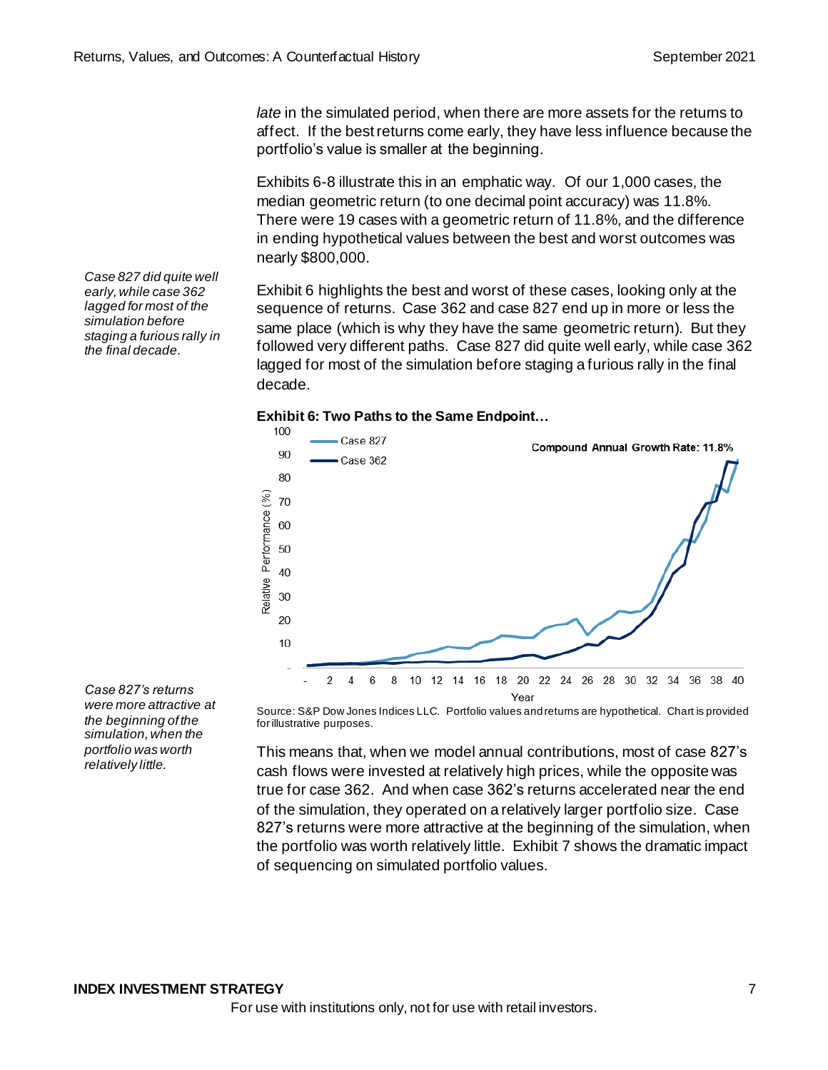*late* in the simulated period, when there are more assets for the returns to affect. If the best returns come early, they have less influence because the portfolio's value is smaller at the beginning.

Exhibits 6-8 illustrate this in an emphatic way. Of our 1,000 cases, the median geometric return (to one decimal point accuracy) was 11.8%. There were 19 cases with a geometric return of 11.8%, and the difference in ending hypothetical values between the best and worst outcomes was nearly $800,000.

*Case 827 did quite well early, while case 362 lagged for most of the simulation before staging a furious rally in the final decade.*

Exhibit 6 highlights the best and worst of these cases, looking only at the sequence of returns. Case 362 and case 827 end up in more or less the same place (which is why they have the same geometric return). But they followed very different paths. Case 827 did quite well early, while case 362 lagged for most of the simulation before staging a furious rally in the final decade.

**Exhibit 6: Two Paths to the Same Endpoint…**

Source: S&P Dow Jones Indices LLC. Portfolio values and returns are hypothetical. Chart is provided for illustrative purposes.

*Case 827's returns were more attractive at the beginning of the simulation, when the portfolio was worth relatively little.*

This means that, when we model annual contributions, most of case 827's cash flows were invested at relatively high prices, while the opposite was true for case 362. And when case 362's returns accelerated near the end of the simulation, they operated on a relatively larger portfolio size. Case 827's returns were more attractive at the beginning of the simulation, when the portfolio was worth relatively little. Exhibit 7 shows the dramatic impact of sequencing on simulated portfolio values.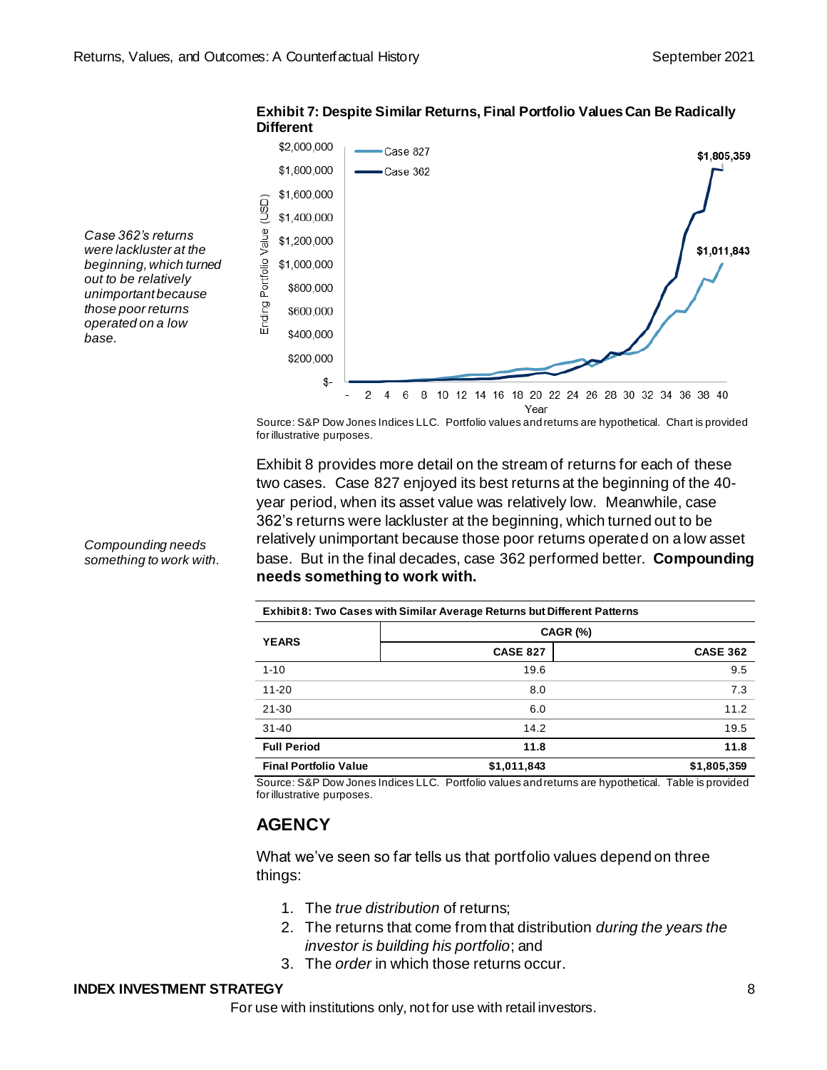**Exhibit 7: Despite Similar Returns, Final Portfolio Values Can Be Radically Different**

Source: S&P Dow Jones Indices LLC. Portfolio values and returns are hypothetical. Chart is provided for illustrative purposes.

*Case 362's returns were lackluster at the beginning, which turned out to be relatively unimportant because those poor returns operated on a low base.*

Exhibit 8 provides more detail on the stream of returns for each of these two cases. Case 827 enjoyed its best returns at the beginning of the 40-year period, when its asset value was relatively low. Meanwhile, case 362's returns were lackluster at the beginning, which turned out to be relatively unimportant because those poor returns operated on a low asset base. But in the final decades, case 362 performed better. **Compounding needs something to work with.**

*Compounding needs something to work with.*

**Exhibit 8: Two Cases with Similar Average Returns but Different Patterns**

| YEARS | CAGR (%) | |
|---|---|---|
| | CASE 827 | CASE 362 |
| 1-10 | 19.6 | 9.5 |
| 11-20 | 8.0 | 7.3 |
| 21-30 | 6.0 | 11.2 |
| 31-40 | 14.2 | 19.5 |
| **Full Period** | **11.8** | **11.8** |
| **Final Portfolio Value** | **$1,011,843** | **$1,805,359** |

Source: S&P Dow Jones Indices LLC. Portfolio values and returns are hypothetical. Table is provided for illustrative purposes.

## AGENCY

What we've seen so far tells us that portfolio values depend on three things:

1. The *true distribution* of returns;
2. The returns that come from that distribution *during the years the investor is building his portfolio*; and
3. The *order* in which those returns occur.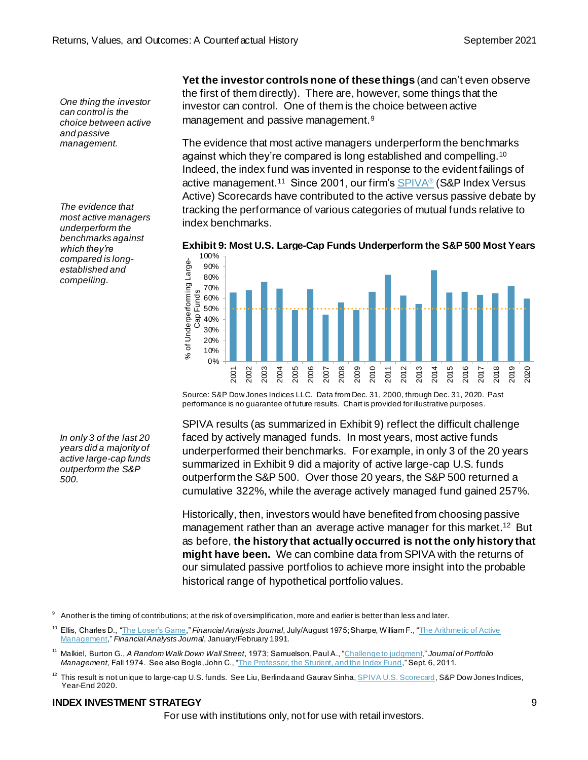*One thing the investor can control is the choice between active and passive management.*

**Yet the investor controls none of these things** (and can't even observe the first of them directly). There are, however, some things that the investor can control. One of them is the choice between active management and passive management.[9]

*The evidence that most active managers underperform the benchmarks against which they're compared is long-established and compelling.*

The evidence that most active managers underperform the benchmarks against which they're compared is long established and compelling.[10] Indeed, the index fund was invented in response to the evident failings of active management.[11] Since 2001, our firm's SPIVA® (S&P Index Versus Active) Scorecards have contributed to the active versus passive debate by tracking the performance of various categories of mutual funds relative to index benchmarks.

**Exhibit 9: Most U.S. Large-Cap Funds Underperform the S&P 500 Most Years**

Source: S&P Dow Jones Indices LLC. Data from Dec. 31, 2000, through Dec. 31, 2020. Past performance is no guarantee of future results. Chart is provided for illustrative purposes.

*In only 3 of the last 20 years did a majority of active large-cap funds outperform the S&P 500.*

SPIVA results (as summarized in Exhibit 9) reflect the difficult challenge faced by actively managed funds. In most years, most active funds underperformed their benchmarks. For example, in only 3 of the 20 years summarized in Exhibit 9 did a majority of active large-cap U.S. funds outperform the S&P 500. Over those 20 years, the S&P 500 returned a cumulative 322%, while the average actively managed fund gained 257%.

Historically, then, investors would have benefited from choosing passive management rather than an average active manager for this market.[12] But as before, **the history that actually occurred is not the only history that might have been.** We can combine data from SPIVA with the returns of our simulated passive portfolios to achieve more insight into the probable historical range of hypothetical portfolio values.

[9] Another is the timing of contributions; at the risk of oversimplification, more and earlier is better than less and later.

[10] Ellis, Charles D., "The Loser's Game," *Financial Analysts Journal*, July/August 1975; Sharpe, William F., "The Arithmetic of Active Management," *Financial Analysts Journal*, January/February 1991.

[11] Malkiel, Burton G., *A Random Walk Down Wall Street*, 1973; Samuelson, Paul A., "Challenge to judgment," *Journal of Portfolio Management*, Fall 1974. See also Bogle, John C., "The Professor, the Student, and the Index Fund," Sept. 6, 2011.

[12] This result is not unique to large-cap U.S. funds. See Liu, Berlinda and Gaurav Sinha, SPIVA U.S. Scorecard, S&P Dow Jones Indices, Year-End 2020.

For use with institutions only, not for use with retail investors.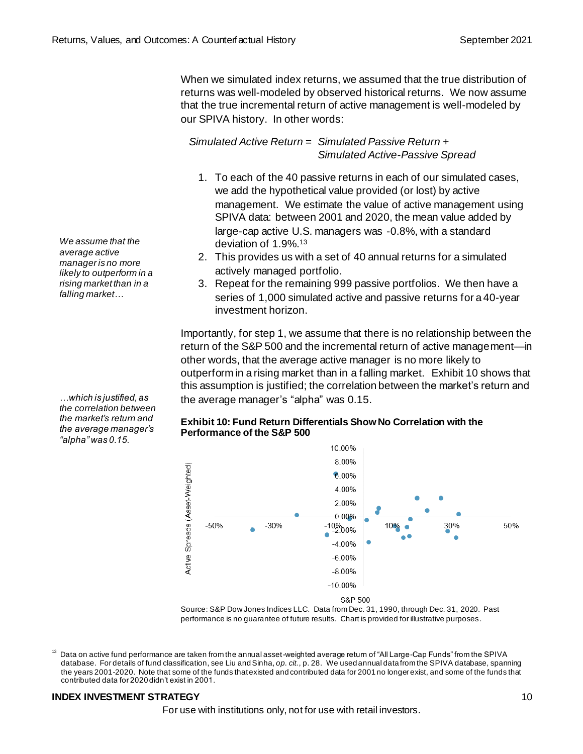When we simulated index returns, we assumed that the true distribution of returns was well-modeled by observed historical returns. We now assume that the true incremental return of active management is well-modeled by our SPIVA history. In other words:

*Simulated Active Return = Simulated Passive Return + Simulated Active-Passive Spread*

1. To each of the 40 passive returns in each of our simulated cases, we add the hypothetical value provided (or lost) by active management. We estimate the value of active management using SPIVA data: between 2001 and 2020, the mean value added by large-cap active U.S. managers was -0.8%, with a standard deviation of 1.9%.[13]
2. This provides us with a set of 40 annual returns for a simulated actively managed portfolio.
3. Repeat for the remaining 999 passive portfolios. We then have a series of 1,000 simulated active and passive returns for a 40-year investment horizon.

*We assume that the average active manager is no more likely to outperform in a rising market than in a falling market…*

Importantly, for step 1, we assume that there is no relationship between the return of the S&P 500 and the incremental return of active management—in other words, that the average active manager is no more likely to outperform in a rising market than in a falling market. Exhibit 10 shows that this assumption is justified; the correlation between the market's return and the average manager's "alpha" was 0.15.

*…which is justified, as the correlation between the market's return and the average manager's "alpha" was 0.15.*

**Exhibit 10: Fund Return Differentials Show No Correlation with the Performance of the S&P 500**

Source: S&P Dow Jones Indices LLC. Data from Dec. 31, 1990, through Dec. 31, 2020. Past performance is no guarantee of future results. Chart is provided for illustrative purposes.

[13] Data on active fund performance are taken from the annual asset-weighted average return of "All Large-Cap Funds" from the SPIVA database. For details of fund classification, see Liu and Sinha, *op. cit.*, p. 28. We used annual data from the SPIVA database, spanning the years 2001-2020. Note that some of the funds that existed and contributed data for 2001 no longer exist, and some of the funds that contributed data for 2020 didn't exist in 2001.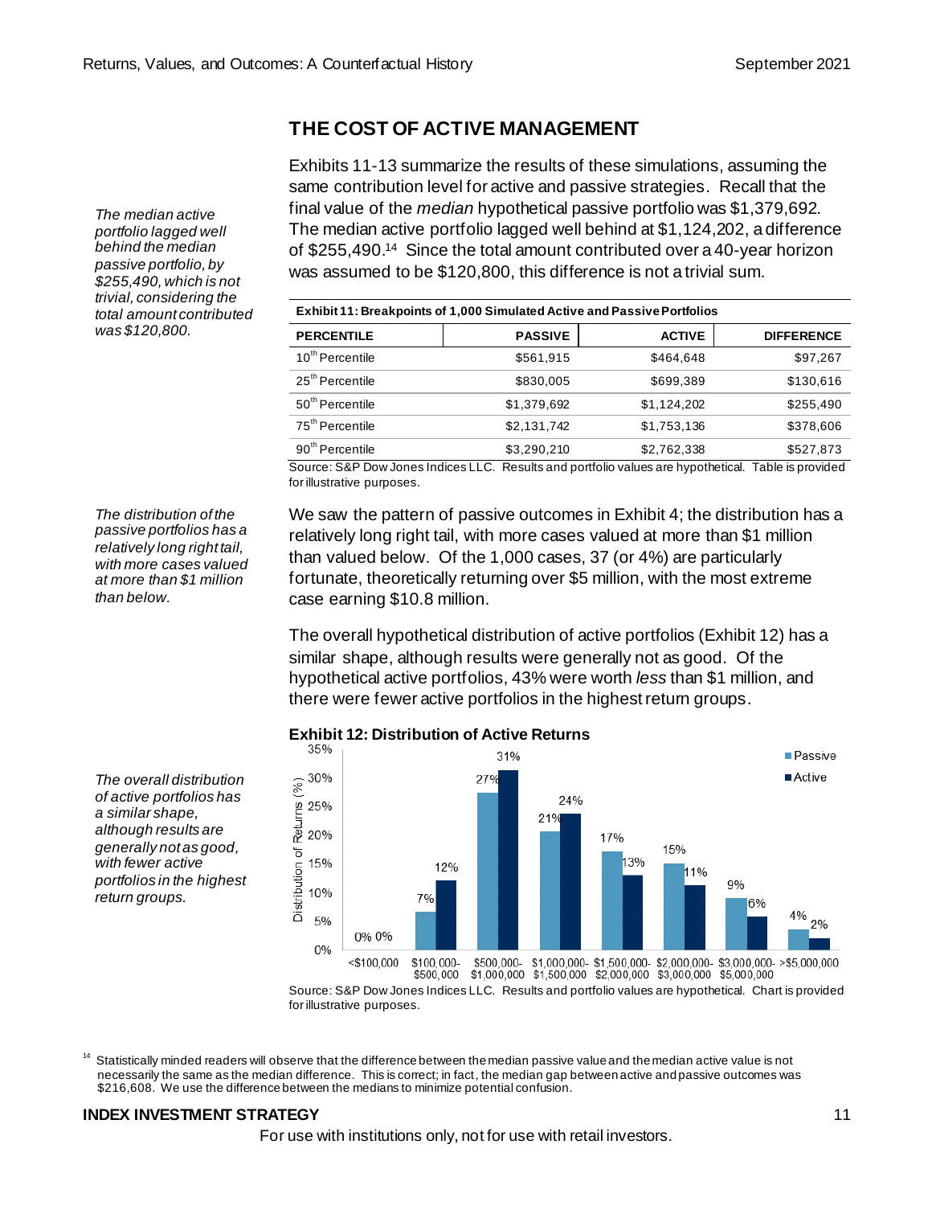## THE COST OF ACTIVE MANAGEMENT

*The median active portfolio lagged well behind the median passive portfolio, by $255,490, which is not trivial, considering the total amount contributed was $120,800.*

Exhibits 11-13 summarize the results of these simulations, assuming the same contribution level for active and passive strategies. Recall that the final value of the *median* hypothetical passive portfolio was $1,379,692. The median active portfolio lagged well behind at $1,124,202, a difference of $255,490.[14] Since the total amount contributed over a 40-year horizon was assumed to be $120,800, this difference is not a trivial sum.

**Exhibit 11: Breakpoints of 1,000 Simulated Active and Passive Portfolios**

| PERCENTILE | PASSIVE | ACTIVE | DIFFERENCE |
|---|---|---|---|
| 10th Percentile | $561,915 | $464,648 | $97,267 |
| 25th Percentile | $830,005 | $699,389 | $130,616 |
| 50th Percentile | $1,379,692 | $1,124,202 | $255,490 |
| 75th Percentile | $2,131,742 | $1,753,136 | $378,606 |
| 90th Percentile | $3,290,210 | $2,762,338 | $527,873 |

Source: S&P Dow Jones Indices LLC. Results and portfolio values are hypothetical. Table is provided for illustrative purposes.

*The distribution of the passive portfolios has a relatively long right tail, with more cases valued at more than $1 million than below.*

We saw the pattern of passive outcomes in Exhibit 4; the distribution has a relatively long right tail, with more cases valued at more than $1 million than valued below. Of the 1,000 cases, 37 (or 4%) are particularly fortunate, theoretically returning over $5 million, with the most extreme case earning $10.8 million.

*The overall distribution of active portfolios has a similar shape, although results are generally not as good, with fewer active portfolios in the highest return groups.*

The overall hypothetical distribution of active portfolios (Exhibit 12) has a similar shape, although results were generally not as good. Of the hypothetical active portfolios, 43% were worth *less* than $1 million, and there were fewer active portfolios in the highest return groups.

**Exhibit 12: Distribution of Active Returns**

| Range | Passive | Active |
|---|---|---|
| <$100,000 | 0% | 0% |
| $100,000-$500,000 | 7% | 12% |
| $500,000-$1,000,000 | 27% | 31% |
| $1,000,000-$1,500,000 | 21% | 24% |
| $1,500,000-$2,000,000 | 17% | 13% |
| $2,000,000-$3,000,000 | 15% | 11% |
| $3,000,000-$5,000,000 | 9% | 6% |
| >$5,000,000 | 4% | 2% |

Source: S&P Dow Jones Indices LLC. Results and portfolio values are hypothetical. Chart is provided for illustrative purposes.

[14] Statistically minded readers will observe that the difference between the median passive value and the median active value is not necessarily the same as the median difference. This is correct; in fact, the median gap between active and passive outcomes was $216,608. We use the difference between the medians to minimize potential confusion.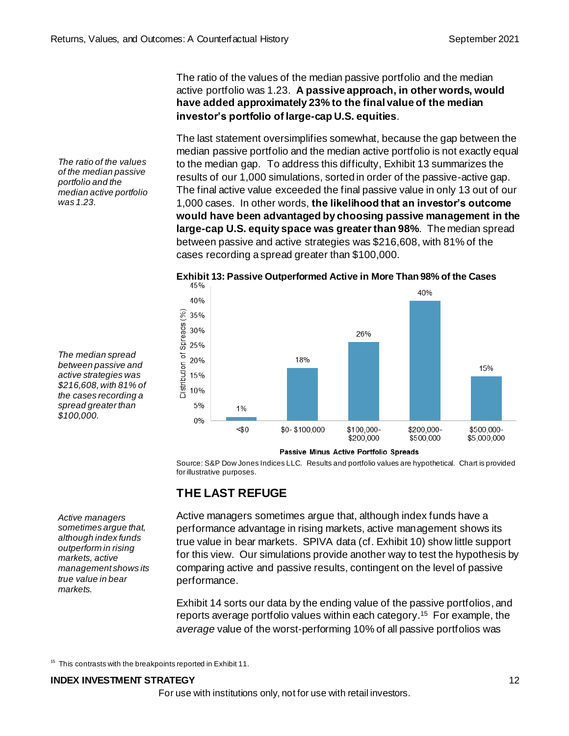The ratio of the values of the median passive portfolio and the median active portfolio was 1.23. **A passive approach, in other words, would have added approximately 23% to the final value of the median investor's portfolio of large-cap U.S. equities**.

*The ratio of the values of the median passive portfolio and the median active portfolio was 1.23.*

The last statement oversimplifies somewhat, because the gap between the median passive portfolio and the median active portfolio is not exactly equal to the median gap. To address this difficulty, Exhibit 13 summarizes the results of our 1,000 simulations, sorted in order of the passive-active gap. The final active value exceeded the final passive value in only 13 out of our 1,000 cases. In other words, **the likelihood that an investor's outcome would have been advantaged by choosing passive management in the large-cap U.S. equity space was greater than 98%**. The median spread between passive and active strategies was $216,608, with 81% of the cases recording a spread greater than $100,000.

*The median spread between passive and active strategies was $216,608, with 81% of the cases recording a spread greater than $100,000.*

**Exhibit 13: Passive Outperformed Active in More Than 98% of the Cases**

| Passive Minus Active Portfolio Spreads | Distribution of Spreads (%) |
|---|---|
| <$0 | 1% |
| $0- $100,000 | 18% |
| $100,000-$200,000 | 26% |
| $200,000-$500,000 | 40% |
| $500,000-$5,000,000 | 15% |

Source: S&P Dow Jones Indices LLC. Results and portfolio values are hypothetical. Chart is provided for illustrative purposes.

## THE LAST REFUGE

*Active managers sometimes argue that, although index funds outperform in rising markets, active management shows its true value in bear markets.*

Active managers sometimes argue that, although index funds have a performance advantage in rising markets, active management shows its true value in bear markets. SPIVA data (cf. Exhibit 10) show little support for this view. Our simulations provide another way to test the hypothesis by comparing active and passive results, contingent on the level of passive performance.

Exhibit 14 sorts our data by the ending value of the passive portfolios, and reports average portfolio values within each category.[15] For example, the *average* value of the worst-performing 10% of all passive portfolios was

[15] This contrasts with the breakpoints reported in Exhibit 11.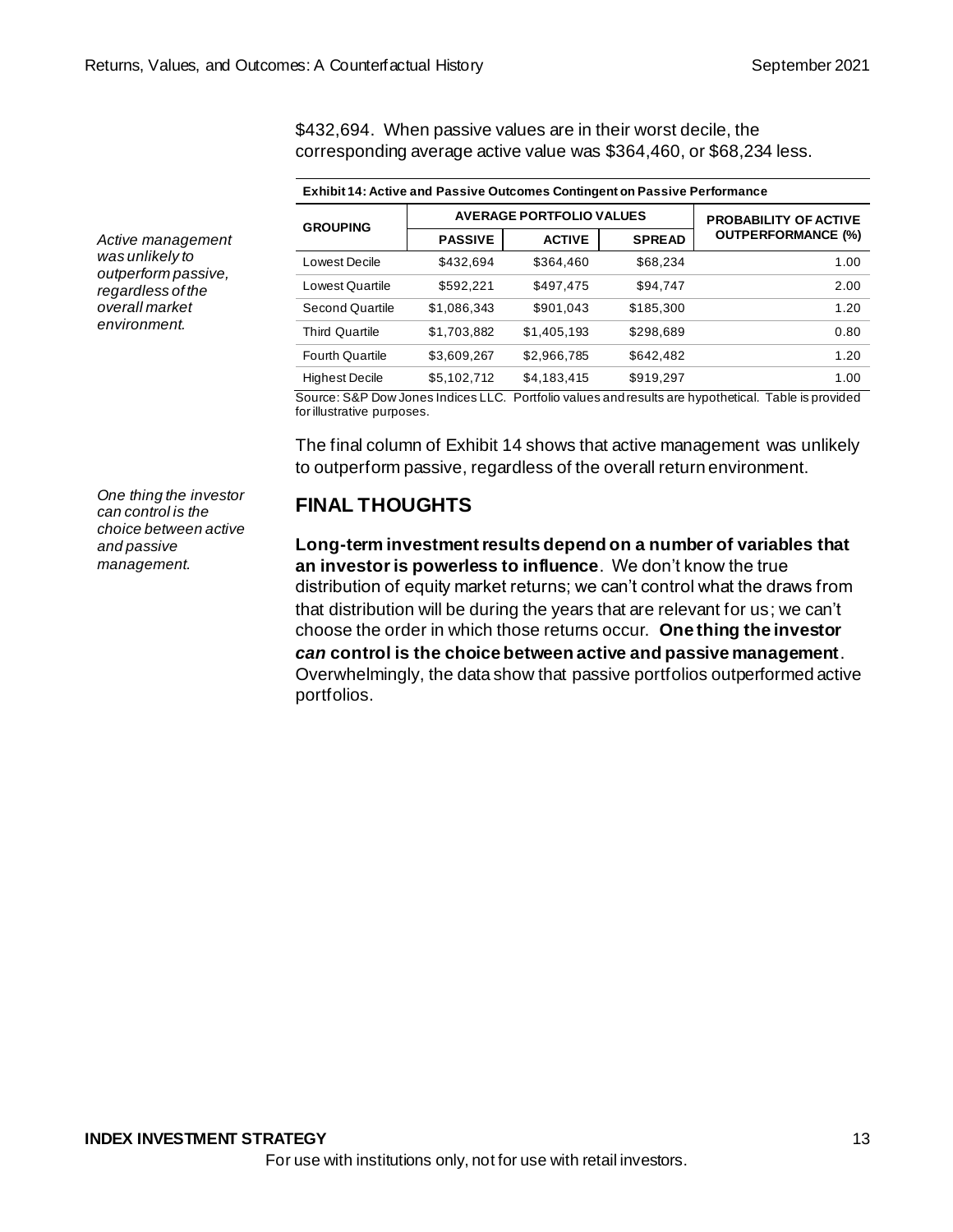$432,694. When passive values are in their worst decile, the corresponding average active value was $364,460, or $68,234 less.

*Active management was unlikely to outperform passive, regardless of the overall market environment.*

**Exhibit 14: Active and Passive Outcomes Contingent on Passive Performance**

| GROUPING | AVERAGE PORTFOLIO VALUES | | | PROBABILITY OF ACTIVE OUTPERFORMANCE (%) |
|---|---|---|---|---|
| | PASSIVE | ACTIVE | SPREAD | |
| Lowest Decile | $432,694 | $364,460 | $68,234 | 1.00 |
| Lowest Quartile | $592,221 | $497,475 | $94,747 | 2.00 |
| Second Quartile | $1,086,343 | $901,043 | $185,300 | 1.20 |
| Third Quartile | $1,703,882 | $1,405,193 | $298,689 | 0.80 |
| Fourth Quartile | $3,609,267 | $2,966,785 | $642,482 | 1.20 |
| Highest Decile | $5,102,712 | $4,183,415 | $919,297 | 1.00 |

Source: S&P Dow Jones Indices LLC. Portfolio values and results are hypothetical. Table is provided for illustrative purposes.

The final column of Exhibit 14 shows that active management was unlikely to outperform passive, regardless of the overall return environment.

*One thing the investor can control is the choice between active and passive management.*

## FINAL THOUGHTS

**Long-term investment results depend on a number of variables that an investor is powerless to influence**. We don't know the true distribution of equity market returns; we can't control what the draws from that distribution will be during the years that are relevant for us; we can't choose the order in which those returns occur. **One thing the investor *can* control is the choice between active and passive management**. Overwhelmingly, the data show that passive portfolios outperformed active portfolios.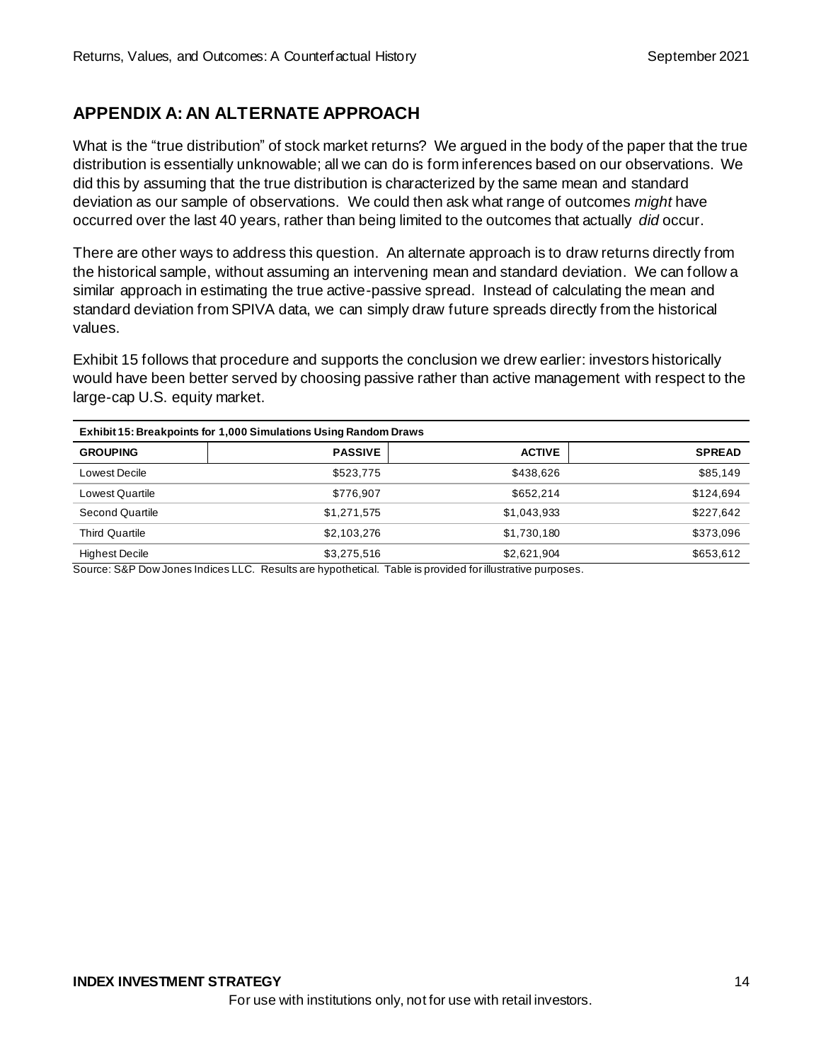## APPENDIX A: AN ALTERNATE APPROACH

What is the "true distribution" of stock market returns? We argued in the body of the paper that the true distribution is essentially unknowable; all we can do is form inferences based on our observations. We did this by assuming that the true distribution is characterized by the same mean and standard deviation as our sample of observations. We could then ask what range of outcomes *might* have occurred over the last 40 years, rather than being limited to the outcomes that actually *did* occur.

There are other ways to address this question. An alternate approach is to draw returns directly from the historical sample, without assuming an intervening mean and standard deviation. We can follow a similar approach in estimating the true active-passive spread. Instead of calculating the mean and standard deviation from SPIVA data, we can simply draw future spreads directly from the historical values.

Exhibit 15 follows that procedure and supports the conclusion we drew earlier: investors historically would have been better served by choosing passive rather than active management with respect to the large-cap U.S. equity market.

**Exhibit 15: Breakpoints for 1,000 Simulations Using Random Draws**

| GROUPING | PASSIVE | ACTIVE | SPREAD |
|---|---|---|---|
| Lowest Decile | $523,775 | $438,626 | $85,149 |
| Lowest Quartile | $776,907 | $652,214 | $124,694 |
| Second Quartile | $1,271,575 | $1,043,933 | $227,642 |
| Third Quartile | $2,103,276 | $1,730,180 | $373,096 |
| Highest Decile | $3,275,516 | $2,621,904 | $653,612 |

Source: S&P Dow Jones Indices LLC. Results are hypothetical. Table is provided for illustrative purposes.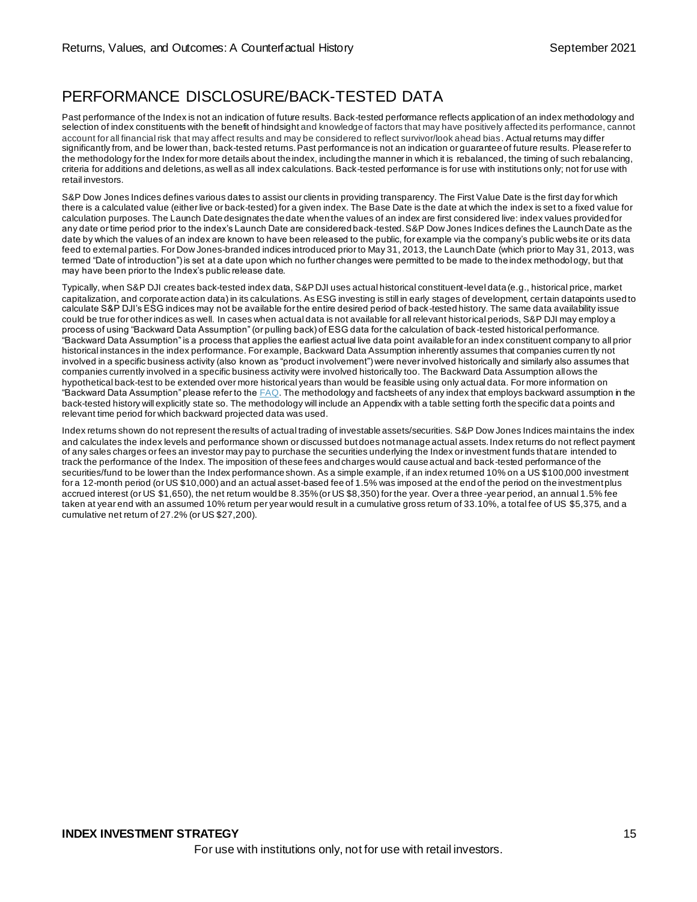# PERFORMANCE DISCLOSURE/BACK-TESTED DATA

Past performance of the Index is not an indication of future results. Back-tested performance reflects application of an index methodology and selection of index constituents with the benefit of hindsight and knowledge of factors that may have positively affected its performance, cannot account for all financial risk that may affect results and may be considered to reflect survivor/look ahead bias. Actual returns may differ significantly from, and be lower than, back-tested returns. Past performance is not an indication or guarantee of future results. Please refer to the methodology for the Index for more details about the index, including the manner in which it is rebalanced, the timing of such rebalancing, criteria for additions and deletions, as well as all index calculations. Back-tested performance is for use with institutions only; not for use with retail investors.

S&P Dow Jones Indices defines various dates to assist our clients in providing transparency. The First Value Date is the first day for which there is a calculated value (either live or back-tested) for a given index. The Base Date is the date at which the index is set to a fixed value for calculation purposes. The Launch Date designates the date when the values of an index are first considered live: index values provided for any date or time period prior to the index's Launch Date are considered back-tested. S&P Dow Jones Indices defines the Launch Date as the date by which the values of an index are known to have been released to the public, for example via the company's public website or its data feed to external parties. For Dow Jones-branded indices introduced prior to May 31, 2013, the Launch Date (which prior to May 31, 2013, was termed "Date of introduction") is set at a date upon which no further changes were permitted to be made to the index methodology, but that may have been prior to the Index's public release date.

Typically, when S&P DJI creates back-tested index data, S&P DJI uses actual historical constituent-level data (e.g., historical price, market capitalization, and corporate action data) in its calculations. As ESG investing is still in early stages of development, certain datapoints used to calculate S&P DJI's ESG indices may not be available for the entire desired period of back-tested history. The same data availability issue could be true for other indices as well. In cases when actual data is not available for all relevant historical periods, S&P DJI may employ a process of using "Backward Data Assumption" (or pulling back) of ESG data for the calculation of back-tested historical performance. "Backward Data Assumption" is a process that applies the earliest actual live data point available for an index constituent company to all prior historical instances in the index performance. For example, Backward Data Assumption inherently assumes that companies currently not involved in a specific business activity (also known as "product involvement") were never involved historically and similarly also assumes that companies currently involved in a specific business activity were involved historically too. The Backward Data Assumption allows the hypothetical back-test to be extended over more historical years than would be feasible using only actual data. For more information on "Backward Data Assumption" please refer to the FAQ. The methodology and factsheets of any index that employs backward assumption in the back-tested history will explicitly state so. The methodology will include an Appendix with a table setting forth the specific data points and relevant time period for which backward projected data was used.

Index returns shown do not represent the results of actual trading of investable assets/securities. S&P Dow Jones Indices maintains the index and calculates the index levels and performance shown or discussed but does not manage actual assets. Index returns do not reflect payment of any sales charges or fees an investor may pay to purchase the securities underlying the Index or investment funds that are intended to track the performance of the Index. The imposition of these fees and charges would cause actual and back-tested performance of the securities/fund to be lower than the Index performance shown. As a simple example, if an index returned 10% on a US $100,000 investment for a 12-month period (or US $10,000) and an actual asset-based fee of 1.5% was imposed at the end of the period on the investment plus accrued interest (or US $1,650), the net return would be 8.35% (or US $8,350) for the year. Over a three-year period, an annual 1.5% fee taken at year end with an assumed 10% return per year would result in a cumulative gross return of 33.10%, a total fee of US $5,375, and a cumulative net return of 27.2% (or US $27,200).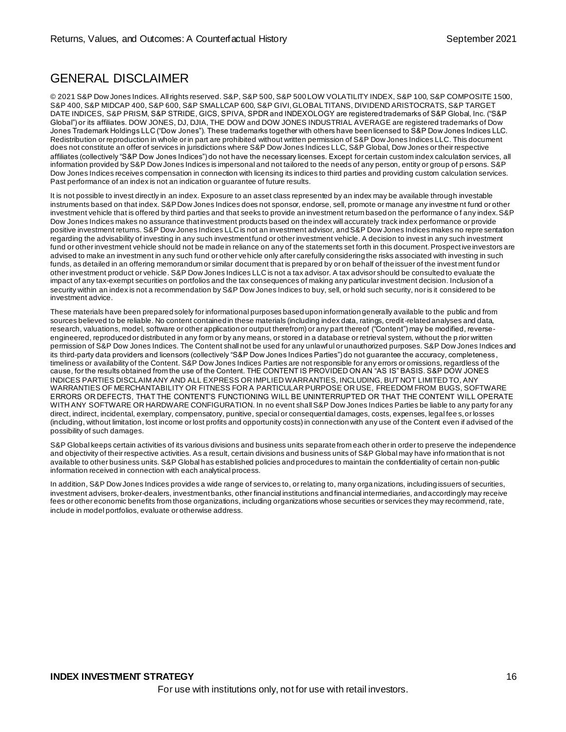## GENERAL DISCLAIMER

© 2021 S&P Dow Jones Indices. All rights reserved. S&P, S&P 500, S&P 500 LOW VOLATILITY INDEX, S&P 100, S&P COMPOSITE 1500, S&P 400, S&P MIDCAP 400, S&P 600, S&P SMALLCAP 600, S&P GIVI, GLOBAL TITANS, DIVIDEND ARISTOCRATS, S&P TARGET DATE INDICES, S&P PRISM, S&P STRIDE, GICS, SPIVA, SPDR and INDEXOLOGY are registered trademarks of S&P Global, Inc. ("S&P Global") or its affiliates. DOW JONES, DJ, DJIA, THE DOW and DOW JONES INDUSTRIAL AVERAGE are registered trademarks of Dow Jones Trademark Holdings LLC ("Dow Jones"). These trademarks together with others have been licensed to S&P Dow Jones Indices LLC. Redistribution or reproduction in whole or in part are prohibited without written permission of S&P Dow Jones Indices LLC. This document does not constitute an offer of services in jurisdictions where S&P Dow Jones Indices LLC, S&P Global, Dow Jones or their respective affiliates (collectively "S&P Dow Jones Indices") do not have the necessary licenses. Except for certain custom index calculation services, all information provided by S&P Dow Jones Indices is impersonal and not tailored to the needs of any person, entity or group of persons. S&P Dow Jones Indices receives compensation in connection with licensing its indices to third parties and providing custom calculation services. Past performance of an index is not an indication or guarantee of future results.

It is not possible to invest directly in an index. Exposure to an asset class represented by an index may be available through investable instruments based on that index. S&P Dow Jones Indices does not sponsor, endorse, sell, promote or manage any investment fund or other investment vehicle that is offered by third parties and that seeks to provide an investment return based on the performance of any index. S&P Dow Jones Indices makes no assurance that investment products based on the index will accurately track index performance or provide positive investment returns. S&P Dow Jones Indices LLC is not an investment advisor, and S&P Dow Jones Indices makes no representation regarding the advisability of investing in any such investment fund or other investment vehicle. A decision to invest in any such investment fund or other investment vehicle should not be made in reliance on any of the statements set forth in this document. Prospective investors are advised to make an investment in any such fund or other vehicle only after carefully considering the risks associated with investing in such funds, as detailed in an offering memorandum or similar document that is prepared by or on behalf of the issuer of the investment fund or other investment product or vehicle. S&P Dow Jones Indices LLC is not a tax advisor. A tax advisor should be consulted to evaluate the impact of any tax-exempt securities on portfolios and the tax consequences of making any particular investment decision. Inclusion of a security within an index is not a recommendation by S&P Dow Jones Indices to buy, sell, or hold such security, nor is it considered to be investment advice.

These materials have been prepared solely for informational purposes based upon information generally available to the public and from sources believed to be reliable. No content contained in these materials (including index data, ratings, credit-related analyses and data, research, valuations, model, software or other application or output therefrom) or any part thereof ("Content") may be modified, reverse-engineered, reproduced or distributed in any form or by any means, or stored in a database or retrieval system, without the prior written permission of S&P Dow Jones Indices. The Content shall not be used for any unlawful or unauthorized purposes. S&P Dow Jones Indices and its third-party data providers and licensors (collectively "S&P Dow Jones Indices Parties") do not guarantee the accuracy, completeness, timeliness or availability of the Content. S&P Dow Jones Indices Parties are not responsible for any errors or omissions, regardless of the cause, for the results obtained from the use of the Content. THE CONTENT IS PROVIDED ON AN "AS IS" BASIS. S&P DOW JONES INDICES PARTIES DISCLAIM ANY AND ALL EXPRESS OR IMPLIED WARRANTIES, INCLUDING, BUT NOT LIMITED TO, ANY WARRANTIES OF MERCHANTABILITY OR FITNESS FOR A PARTICULAR PURPOSE OR USE, FREEDOM FROM BUGS, SOFTWARE ERRORS OR DEFECTS, THAT THE CONTENT'S FUNCTIONING WILL BE UNINTERRUPTED OR THAT THE CONTENT WILL OPERATE WITH ANY SOFTWARE OR HARDWARE CONFIGURATION. In no event shall S&P Dow Jones Indices Parties be liable to any party for any direct, indirect, incidental, exemplary, compensatory, punitive, special or consequential damages, costs, expenses, legal fees, or losses (including, without limitation, lost income or lost profits and opportunity costs) in connection with any use of the Content even if advised of the possibility of such damages.

S&P Global keeps certain activities of its various divisions and business units separate from each other in order to preserve the independence and objectivity of their respective activities. As a result, certain divisions and business units of S&P Global may have information that is not available to other business units. S&P Global has established policies and procedures to maintain the confidentiality of certain non-public information received in connection with each analytical process.

In addition, S&P Dow Jones Indices provides a wide range of services to, or relating to, many organizations, including issuers of securities, investment advisers, broker-dealers, investment banks, other financial institutions and financial intermediaries, and accordingly may receive fees or other economic benefits from those organizations, including organizations whose securities or services they may recommend, rate, include in model portfolios, evaluate or otherwise address.